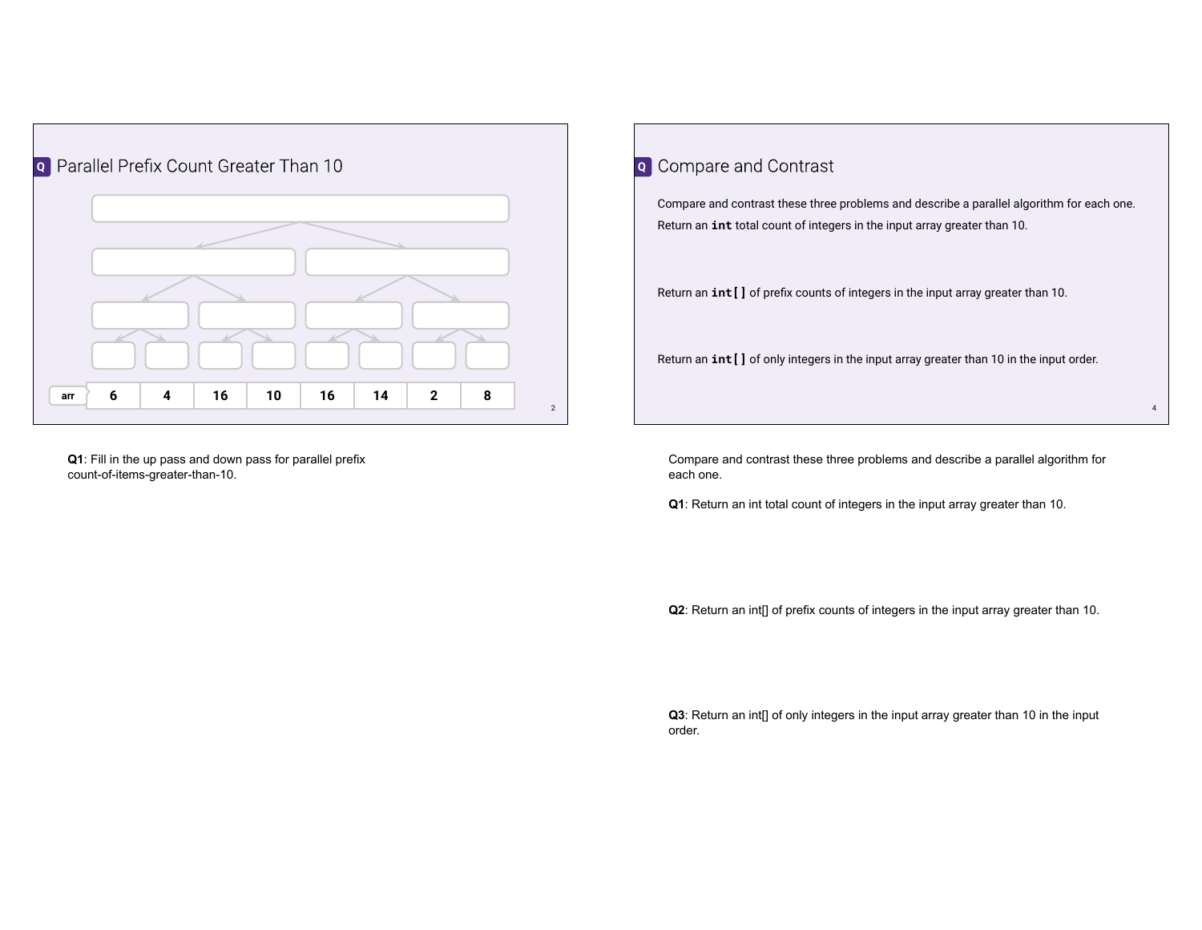## Q Parallel Prefix Count Greater Than 10

| arr | 6 | 4 | 16 | 10 | 16 | 14 | 2 | 8 |
|---|---|---|---|---|---|---|---|---|

**Q1**: Fill in the up pass and down pass for parallel prefix count-of-items-greater-than-10.

## Q Compare and Contrast

Compare and contrast these three problems and describe a parallel algorithm for each one.

Return an `int` total count of integers in the input array greater than 10.

Return an `int[]` of prefix counts of integers in the input array greater than 10.

Return an `int[]` of only integers in the input array greater than 10 in the input order.

Compare and contrast these three problems and describe a parallel algorithm for each one.

**Q1**: Return an int total count of integers in the input array greater than 10.

**Q2**: Return an int[] of prefix counts of integers in the input array greater than 10.

**Q3**: Return an int[] of only integers in the input array greater than 10 in the input order.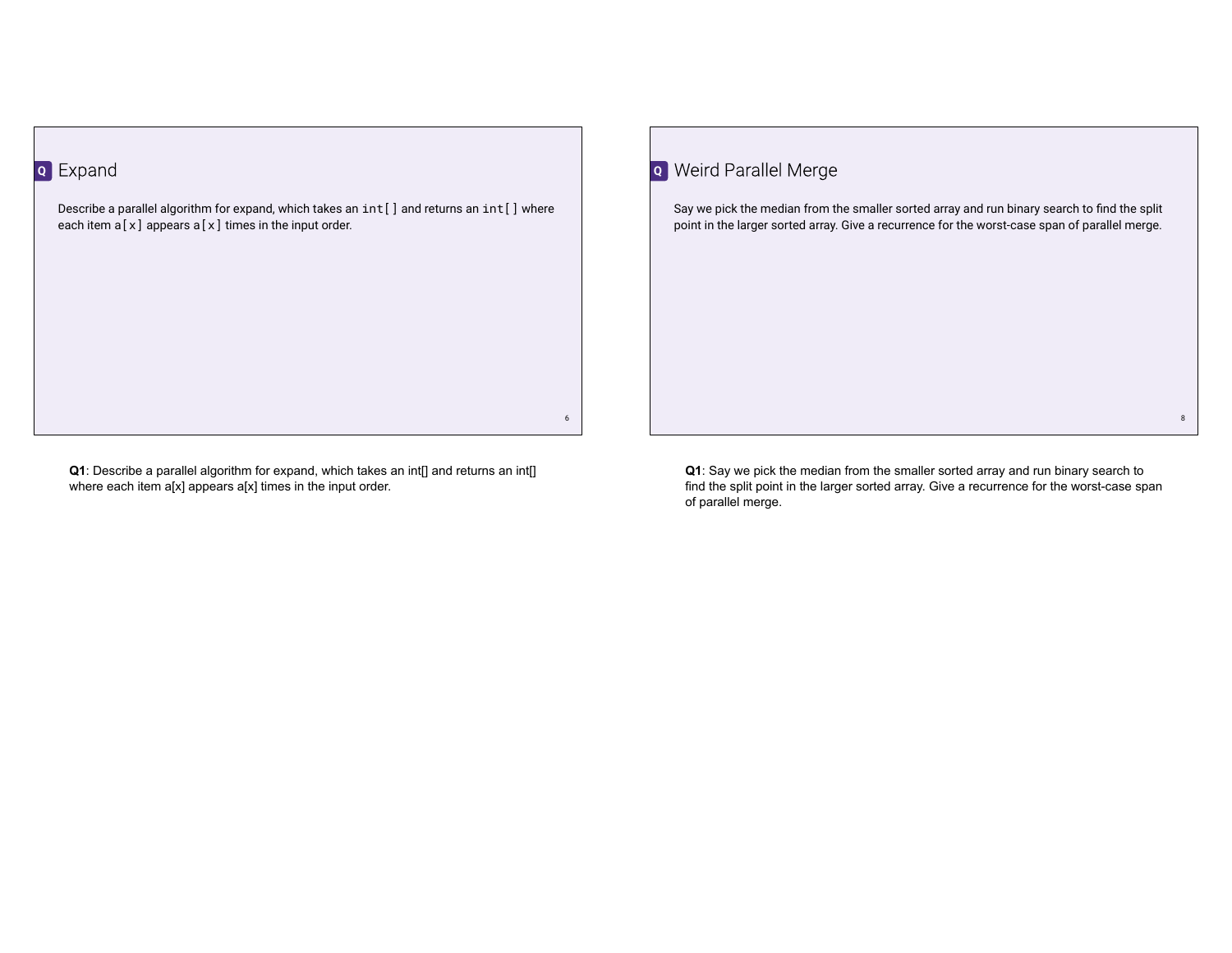## Q Expand

Describe a parallel algorithm for expand, which takes an `int[]` and returns an `int[]` where each item `a[x]` appears `a[x]` times in the input order.

**Q1**: Describe a parallel algorithm for expand, which takes an int[] and returns an int[] where each item a[x] appears a[x] times in the input order.

## Q Weird Parallel Merge

Say we pick the median from the smaller sorted array and run binary search to find the split point in the larger sorted array. Give a recurrence for the worst-case span of parallel merge.

**Q1**: Say we pick the median from the smaller sorted array and run binary search to find the split point in the larger sorted array. Give a recurrence for the worst-case span of parallel merge.